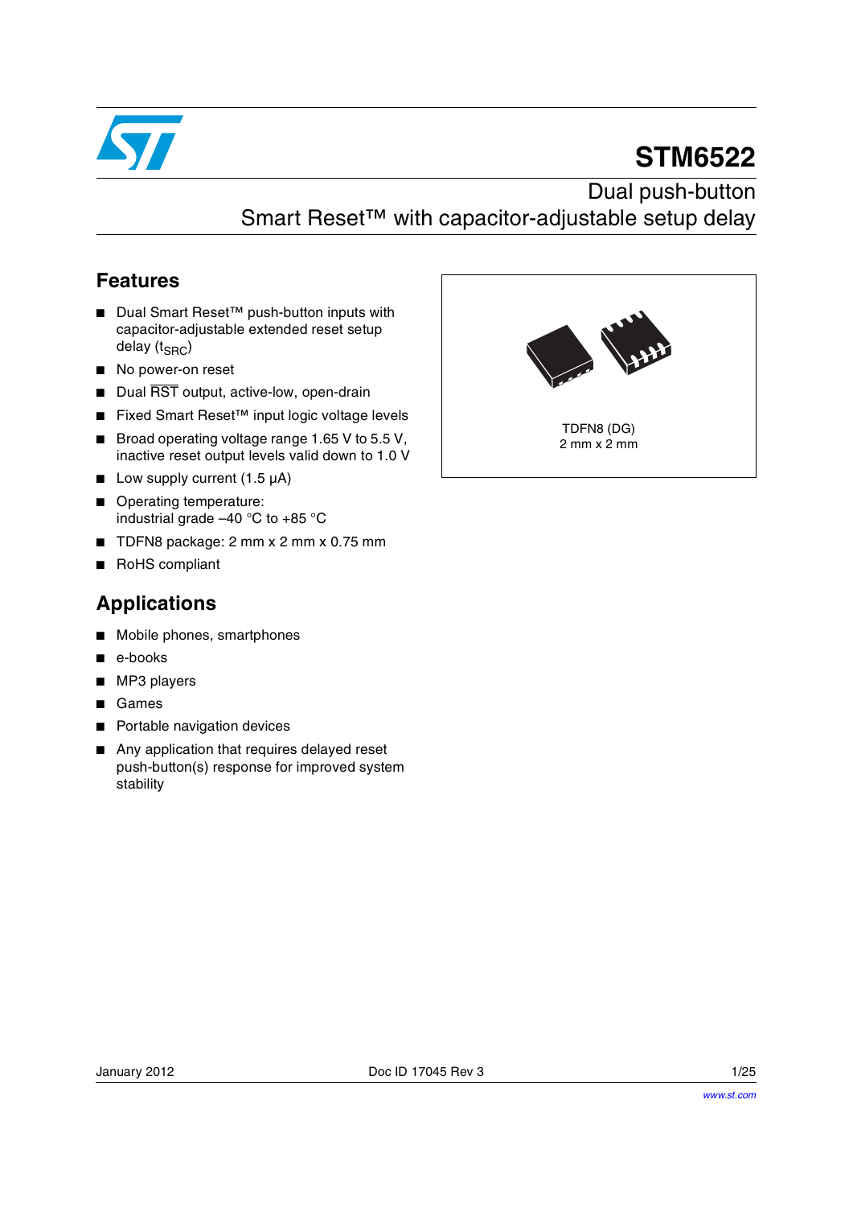# STM6522

## Dual push-button Smart Reset™ with capacitor-adjustable setup delay

## Features

- Dual Smart Reset™ push-button inputs with capacitor-adjustable extended reset setup delay ($t_{SRC}$)
- No power-on reset
- Dual $\overline{RST}$ output, active-low, open-drain
- Fixed Smart Reset™ input logic voltage levels
- Broad operating voltage range 1.65 V to 5.5 V, inactive reset output levels valid down to 1.0 V
- Low supply current (1.5 µA)
- Operating temperature: industrial grade –40 °C to +85 °C
- TDFN8 package: 2 mm x 2 mm x 0.75 mm
- RoHS compliant

TDFN8 (DG)
2 mm x 2 mm

## Applications

- Mobile phones, smartphones
- e-books
- MP3 players
- Games
- Portable navigation devices
- Any application that requires delayed reset push-button(s) response for improved system stability

January 2012 Doc ID 17045 Rev 3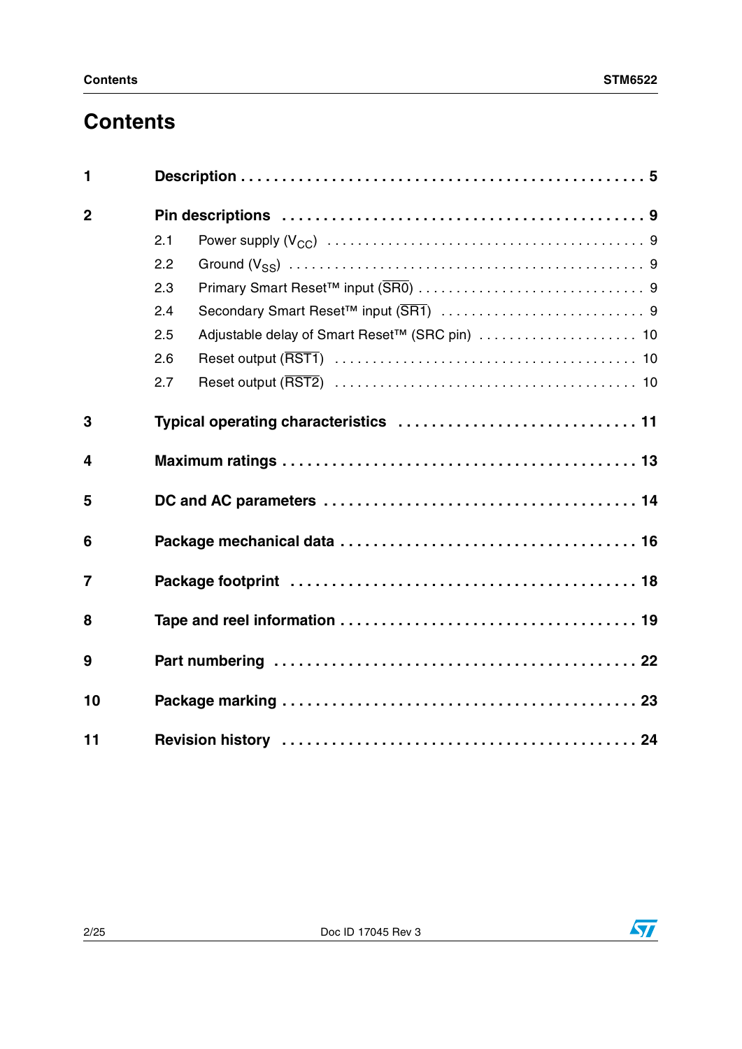# Contents

| | | |
|---|---|---|
| **1** | **Description** | **5** |
| **2** | **Pin descriptions** | **9** |
| | 2.1 Power supply ($V_{CC}$) | 9 |
| | 2.2 Ground ($V_{SS}$) | 9 |
| | 2.3 Primary Smart Reset™ input ($\overline{SR0}$) | 9 |
| | 2.4 Secondary Smart Reset™ input ($\overline{SR1}$) | 9 |
| | 2.5 Adjustable delay of Smart Reset™ (SRC pin) | 10 |
| | 2.6 Reset output ($\overline{RST1}$) | 10 |
| | 2.7 Reset output ($\overline{RST2}$) | 10 |
| **3** | **Typical operating characteristics** | **11** |
| **4** | **Maximum ratings** | **13** |
| **5** | **DC and AC parameters** | **14** |
| **6** | **Package mechanical data** | **16** |
| **7** | **Package footprint** | **18** |
| **8** | **Tape and reel information** | **19** |
| **9** | **Part numbering** | **22** |
| **10** | **Package marking** | **23** |
| **11** | **Revision history** | **24** |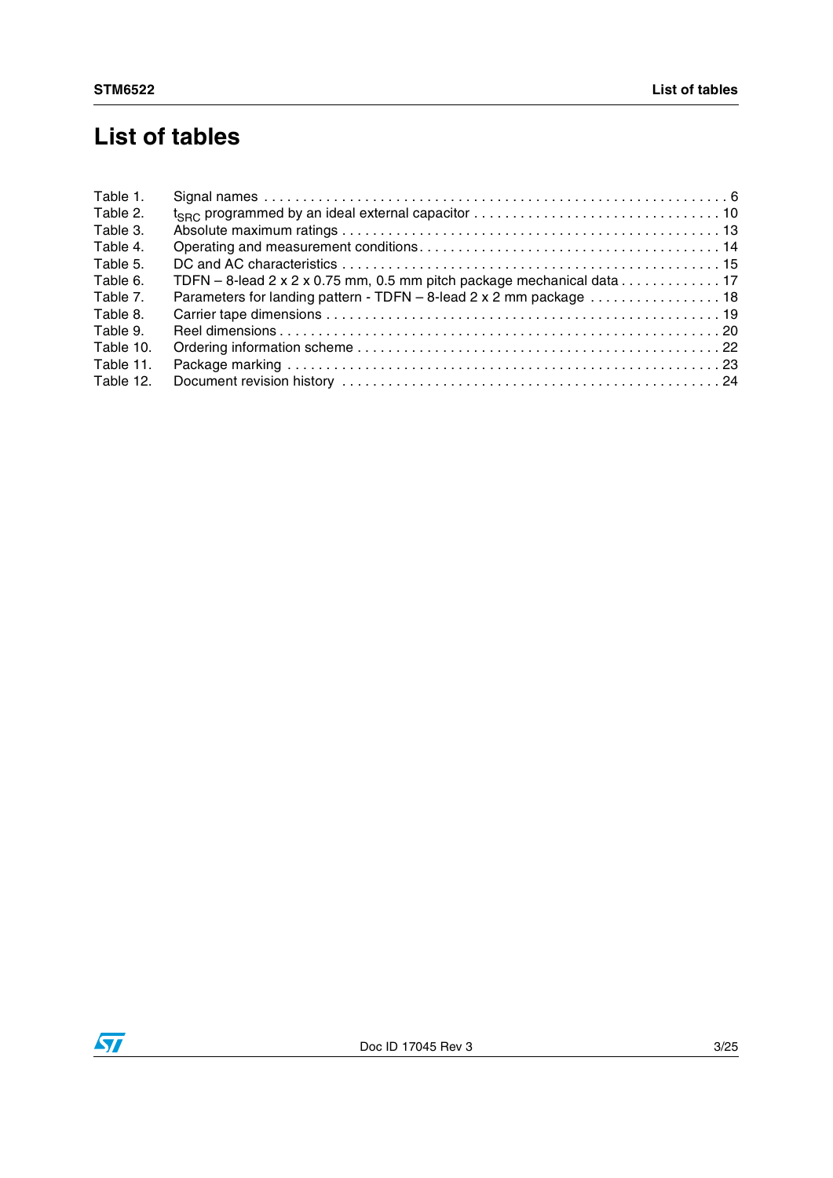# List of tables

Table 1. Signal names . . . . . . . . . . . . . . . . . . . . . . . . . . . . . . . . . . . . . . . . . . . . . . . . . . . . . . . . . . . 6
Table 2. $t_{SRC}$ programmed by an ideal external capacitor . . . . . . . . . . . . . . . . . . . . . . . . . . . . . . . . 10
Table 3. Absolute maximum ratings . . . . . . . . . . . . . . . . . . . . . . . . . . . . . . . . . . . . . . . . . . . . . . . . . 13
Table 4. Operating and measurement conditions. . . . . . . . . . . . . . . . . . . . . . . . . . . . . . . . . . . . . . . 14
Table 5. DC and AC characteristics . . . . . . . . . . . . . . . . . . . . . . . . . . . . . . . . . . . . . . . . . . . . . . . . . 15
Table 6. TDFN – 8-lead 2 x 2 x 0.75 mm, 0.5 mm pitch package mechanical data . . . . . . . . . . . . . 17
Table 7. Parameters for landing pattern - TDFN – 8-lead 2 x 2 mm package . . . . . . . . . . . . . . . . . 18
Table 8. Carrier tape dimensions . . . . . . . . . . . . . . . . . . . . . . . . . . . . . . . . . . . . . . . . . . . . . . . . . . . 19
Table 9. Reel dimensions . . . . . . . . . . . . . . . . . . . . . . . . . . . . . . . . . . . . . . . . . . . . . . . . . . . . . . . . . 20
Table 10. Ordering information scheme . . . . . . . . . . . . . . . . . . . . . . . . . . . . . . . . . . . . . . . . . . . . . . . 22
Table 11. Package marking . . . . . . . . . . . . . . . . . . . . . . . . . . . . . . . . . . . . . . . . . . . . . . . . . . . . . . . . 23
Table 12. Document revision history . . . . . . . . . . . . . . . . . . . . . . . . . . . . . . . . . . . . . . . . . . . . . . . . 24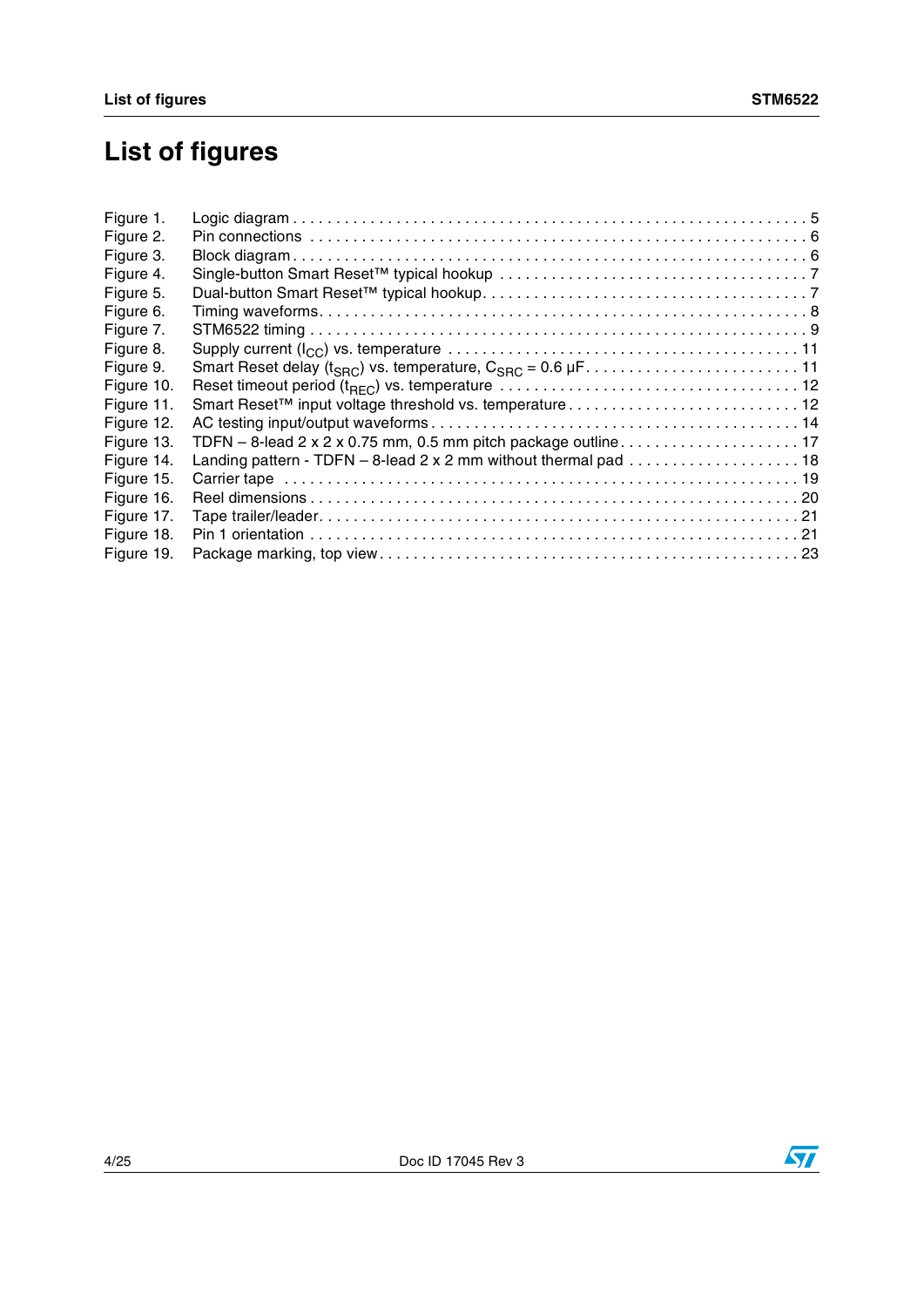# List of figures

| | | |
|---|---|---|
| Figure 1. | Logic diagram | 5 |
| Figure 2. | Pin connections | 6 |
| Figure 3. | Block diagram | 6 |
| Figure 4. | Single-button Smart Reset™ typical hookup | 7 |
| Figure 5. | Dual-button Smart Reset™ typical hookup | 7 |
| Figure 6. | Timing waveforms | 8 |
| Figure 7. | STM6522 timing | 9 |
| Figure 8. | Supply current ($I_{CC}$) vs. temperature | 11 |
| Figure 9. | Smart Reset delay ($t_{SRC}$) vs. temperature, $C_{SRC}$ = 0.6 µF | 11 |
| Figure 10. | Reset timeout period ($t_{REC}$) vs. temperature | 12 |
| Figure 11. | Smart Reset™ input voltage threshold vs. temperature | 12 |
| Figure 12. | AC testing input/output waveforms | 14 |
| Figure 13. | TDFN – 8-lead 2 x 2 x 0.75 mm, 0.5 mm pitch package outline | 17 |
| Figure 14. | Landing pattern - TDFN – 8-lead 2 x 2 mm without thermal pad | 18 |
| Figure 15. | Carrier tape | 19 |
| Figure 16. | Reel dimensions | 20 |
| Figure 17. | Tape trailer/leader | 21 |
| Figure 18. | Pin 1 orientation | 21 |
| Figure 19. | Package marking, top view | 23 |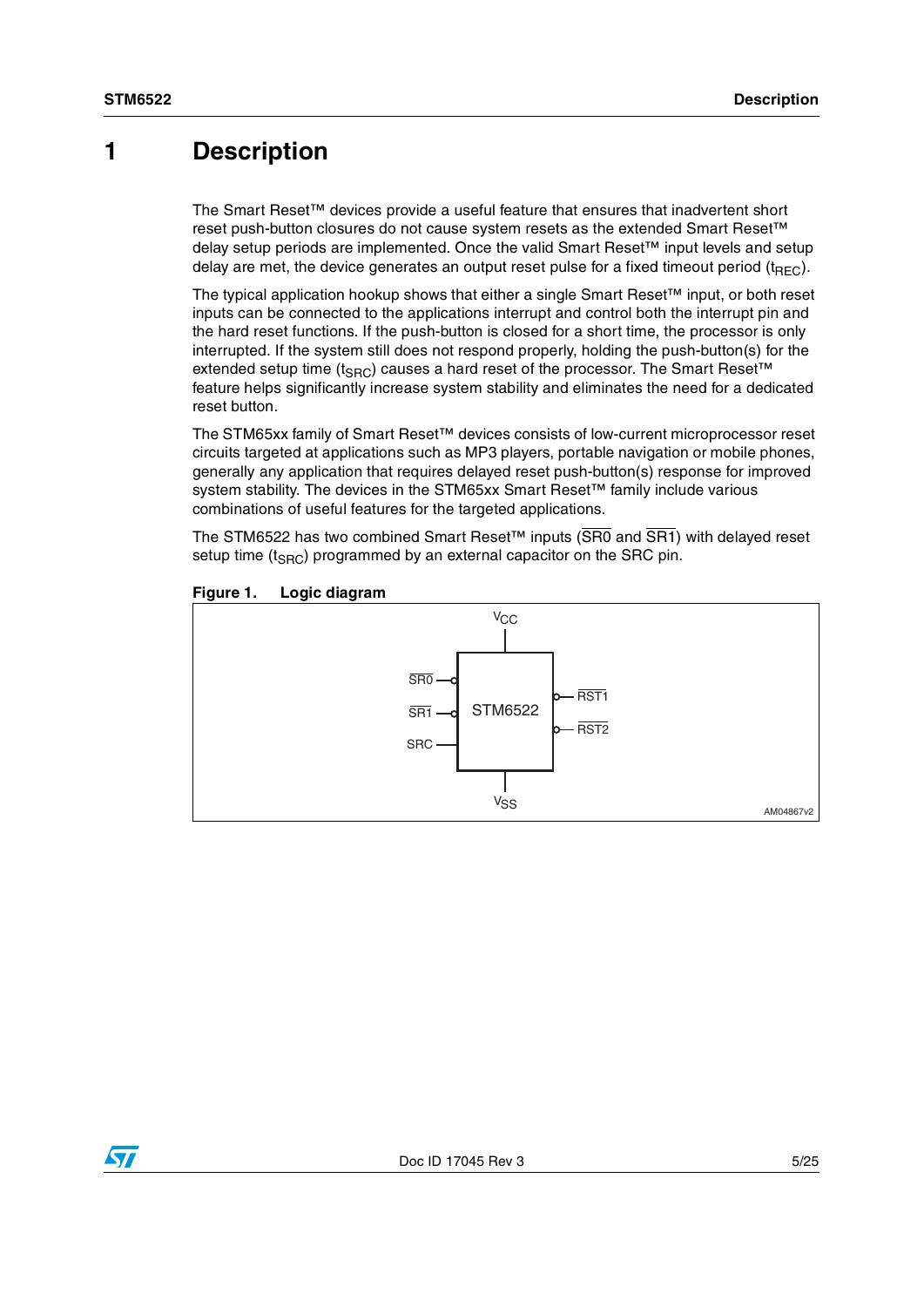# 1 Description

The Smart Reset™ devices provide a useful feature that ensures that inadvertent short reset push-button closures do not cause system resets as the extended Smart Reset™ delay setup periods are implemented. Once the valid Smart Reset™ input levels and setup delay are met, the device generates an output reset pulse for a fixed timeout period ($t_{REC}$).

The typical application hookup shows that either a single Smart Reset™ input, or both reset inputs can be connected to the applications interrupt and control both the interrupt pin and the hard reset functions. If the push-button is closed for a short time, the processor is only interrupted. If the system still does not respond properly, holding the push-button(s) for the extended setup time ($t_{SRC}$) causes a hard reset of the processor. The Smart Reset™ feature helps significantly increase system stability and eliminates the need for a dedicated reset button.

The STM65xx family of Smart Reset™ devices consists of low-current microprocessor reset circuits targeted at applications such as MP3 players, portable navigation or mobile phones, generally any application that requires delayed reset push-button(s) response for improved system stability. The devices in the STM65xx Smart Reset™ family include various combinations of useful features for the targeted applications.

The STM6522 has two combined Smart Reset™ inputs ($\overline{SR0}$ and $\overline{SR1}$) with delayed reset setup time ($t_{SRC}$) programmed by an external capacitor on the SRC pin.

**Figure 1. Logic diagram**

$V_{CC}$

$\overline{SR0}$, $\overline{SR1}$, SRC → STM6522 → $\overline{RST1}$, $\overline{RST2}$

$V_{SS}$

AM04867v2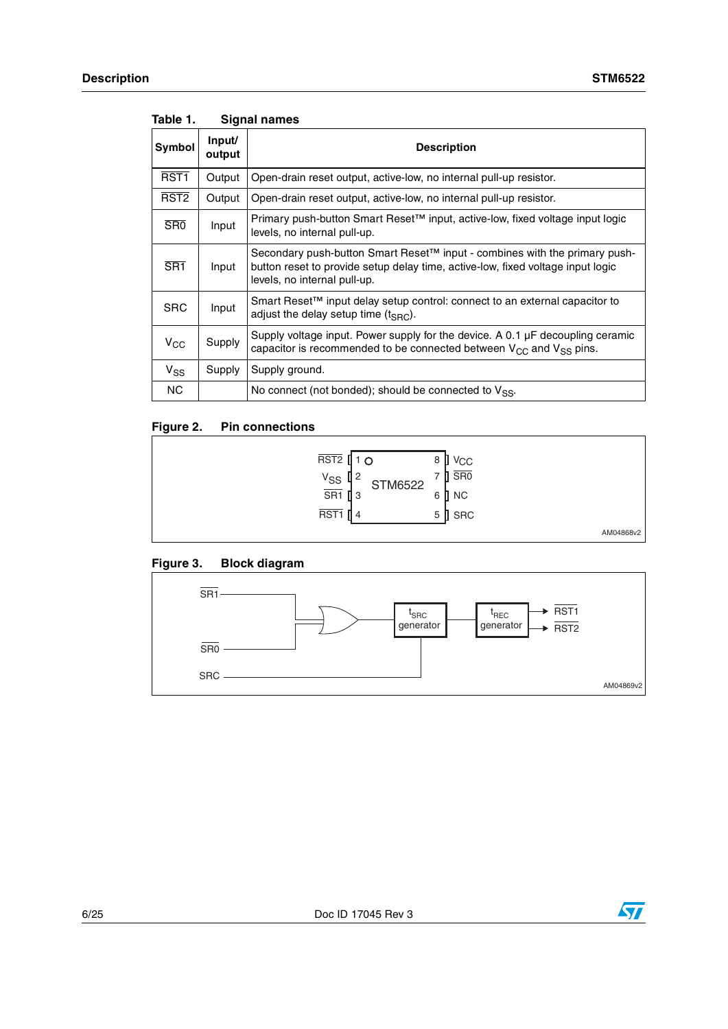Table 1. Signal names

| Symbol | Input/ output | Description |
|---|---|---|
| $\overline{RST1}$ | Output | Open-drain reset output, active-low, no internal pull-up resistor. |
| $\overline{RST2}$ | Output | Open-drain reset output, active-low, no internal pull-up resistor. |
| $\overline{SR0}$ | Input | Primary push-button Smart Reset™ input, active-low, fixed voltage input logic levels, no internal pull-up. |
| $\overline{SR1}$ | Input | Secondary push-button Smart Reset™ input - combines with the primary push-button reset to provide setup delay time, active-low, fixed voltage input logic levels, no internal pull-up. |
| SRC | Input | Smart Reset™ input delay setup control: connect to an external capacitor to adjust the delay setup time ($t_{SRC}$). |
| $V_{CC}$ | Supply | Supply voltage input. Power supply for the device. A 0.1 µF decoupling ceramic capacitor is recommended to be connected between $V_{CC}$ and $V_{SS}$ pins. |
| $V_{SS}$ | Supply | Supply ground. |
| NC | | No connect (not bonded); should be connected to $V_{SS}$. |

Figure 2. Pin connections

| Pin | Name | Pin | Name |
|---|---|---|---|
| 1 | $\overline{RST2}$ | 8 | $V_{CC}$ |
| 2 | $V_{SS}$ | 7 | $\overline{SR0}$ |
| 3 | $\overline{SR1}$ | 6 | NC |
| 4 | $\overline{RST1}$ | 5 | SRC |

STM6522

AM04868v2

Figure 3. Block diagram

$\overline{SR1}$, $\overline{SR0}$ → $t_{SRC}$ generator (with SRC) → $t_{REC}$ generator → $\overline{RST1}$, $\overline{RST2}$

AM04869v2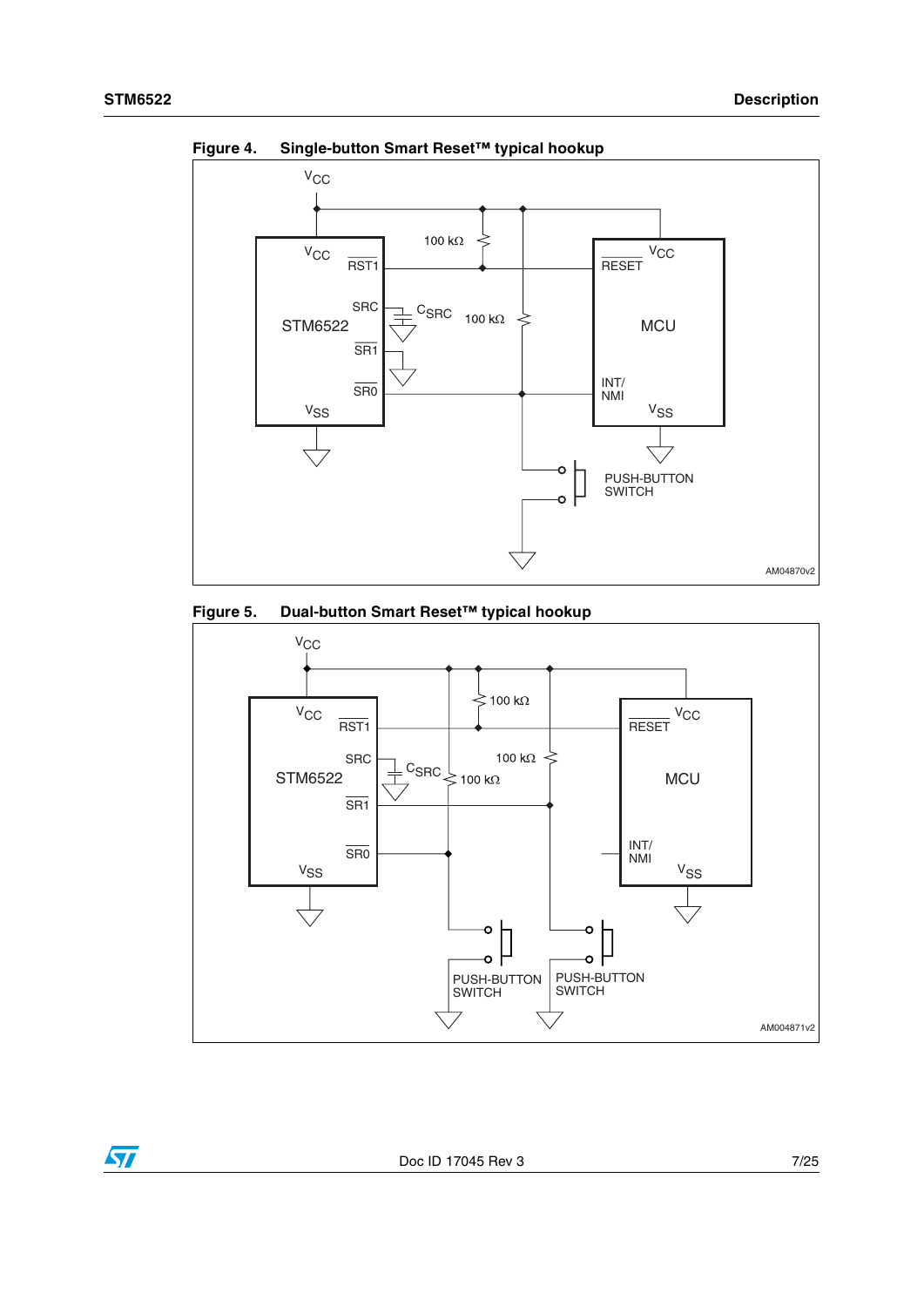Figure 4. Single-button Smart Reset™ typical hookup

Figure 5. Dual-button Smart Reset™ typical hookup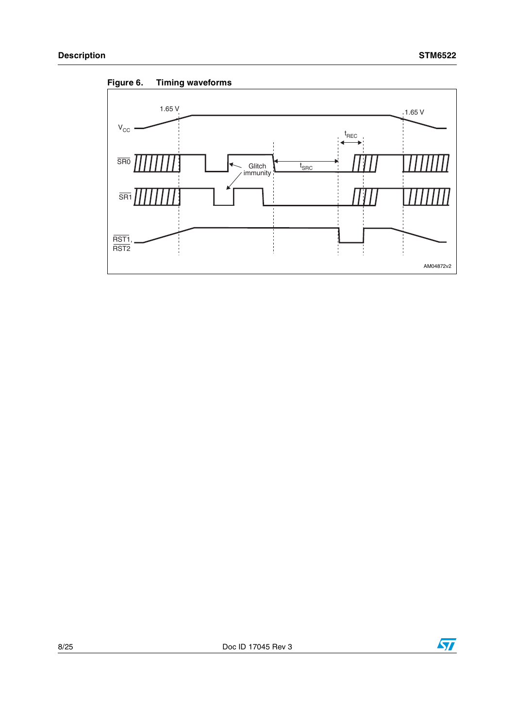**Figure 6. Timing waveforms**

1.65 V

1.65 V

$V_{CC}$

$t_{REC}$

$\overline{SR0}$

Glitch immunity

$t_{SRC}$

$\overline{SR1}$

$\overline{RST1}$, $\overline{RST2}$

AM04872v2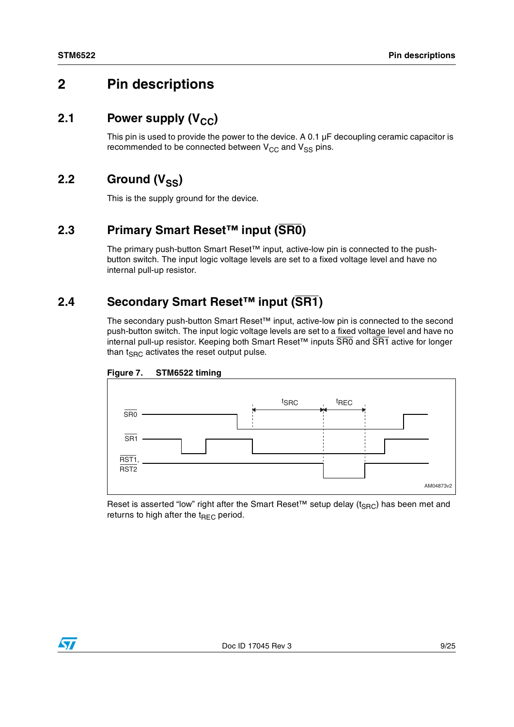# 2 Pin descriptions

## 2.1 Power supply ($V_{CC}$)

This pin is used to provide the power to the device. A 0.1 µF decoupling ceramic capacitor is recommended to be connected between $V_{CC}$ and $V_{SS}$ pins.

## 2.2 Ground ($V_{SS}$)

This is the supply ground for the device.

## 2.3 Primary Smart Reset™ input ($\overline{SR0}$)

The primary push-button Smart Reset™ input, active-low pin is connected to the push-button switch. The input logic voltage levels are set to a fixed voltage level and have no internal pull-up resistor.

## 2.4 Secondary Smart Reset™ input ($\overline{SR1}$)

The secondary push-button Smart Reset™ input, active-low pin is connected to the second push-button switch. The input logic voltage levels are set to a fixed voltage level and have no internal pull-up resistor. Keeping both Smart Reset™ inputs $\overline{SR0}$ and $\overline{SR1}$ active for longer than $t_{SRC}$ activates the reset output pulse.

**Figure 7. STM6522 timing**

Reset is asserted "low" right after the Smart Reset™ setup delay ($t_{SRC}$) has been met and returns to high after the $t_{REC}$ period.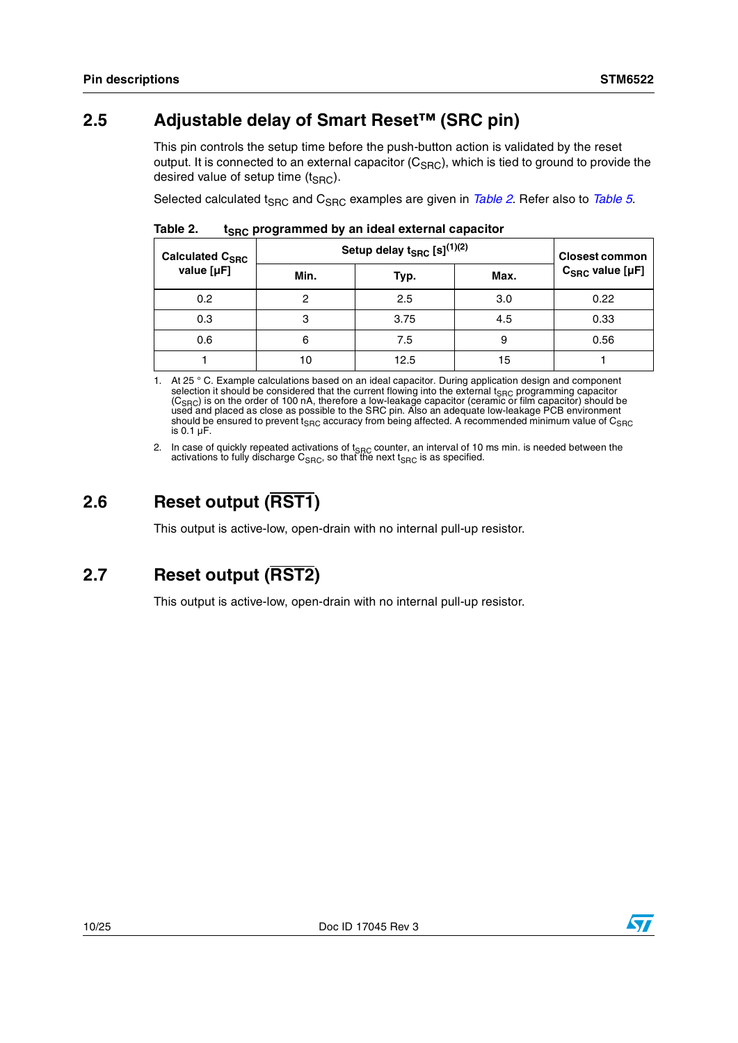## 2.5 Adjustable delay of Smart Reset™ (SRC pin)

This pin controls the setup time before the push-button action is validated by the reset output. It is connected to an external capacitor ($C_{SRC}$), which is tied to ground to provide the desired value of setup time ($t_{SRC}$).

Selected calculated $t_{SRC}$ and $C_{SRC}$ examples are given in *Table 2*. Refer also to *Table 5*.

**Table 2. $t_{SRC}$ programmed by an ideal external capacitor**

| Calculated $C_{SRC}$ value [μF] | Setup delay $t_{SRC}$ [s][(1)(2)] | | | Closest common $C_{SRC}$ value [μF] |
|---|---|---|---|---|
| | Min. | Typ. | Max. | |
| 0.2 | 2 | 2.5 | 3.0 | 0.22 |
| 0.3 | 3 | 3.75 | 4.5 | 0.33 |
| 0.6 | 6 | 7.5 | 9 | 0.56 |
| 1 | 10 | 12.5 | 15 | 1 |

1. At 25 ° C. Example calculations based on an ideal capacitor. During application design and component selection it should be considered that the current flowing into the external $t_{SRC}$ programming capacitor ($C_{SRC}$) is on the order of 100 nA, therefore a low-leakage capacitor (ceramic or film capacitor) should be used and placed as close as possible to the SRC pin. Also an adequate low-leakage PCB environment should be ensured to prevent $t_{SRC}$ accuracy from being affected. A recommended minimum value of $C_{SRC}$ is 0.1 μF.

2. In case of quickly repeated activations of $t_{SRC}$ counter, an interval of 10 ms min. is needed between the activations to fully discharge $C_{SRC}$, so that the next $t_{SRC}$ is as specified.

## 2.6 Reset output ($\overline{RST1}$)

This output is active-low, open-drain with no internal pull-up resistor.

## 2.7 Reset output ($\overline{RST2}$)

This output is active-low, open-drain with no internal pull-up resistor.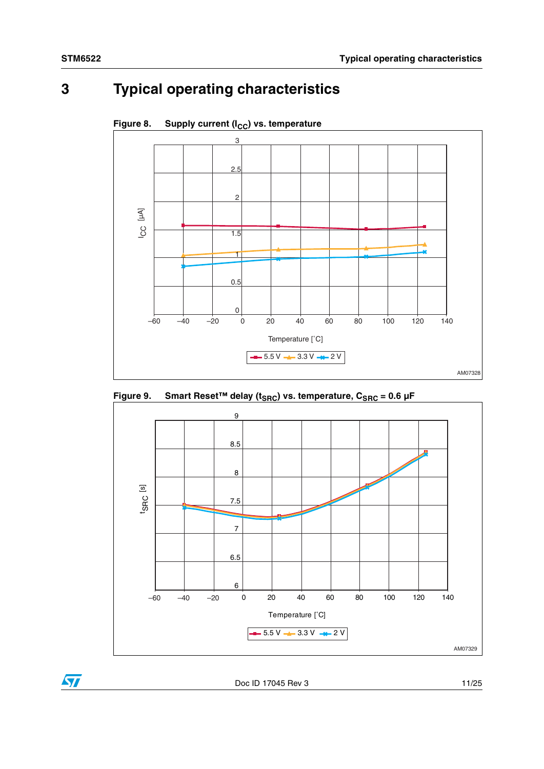# 3 Typical operating characteristics

**Figure 8. Supply current ($I_{CC}$) vs. temperature**

**Figure 9. Smart Reset™ delay ($t_{SRC}$) vs. temperature, $C_{SRC}$ = 0.6 µF**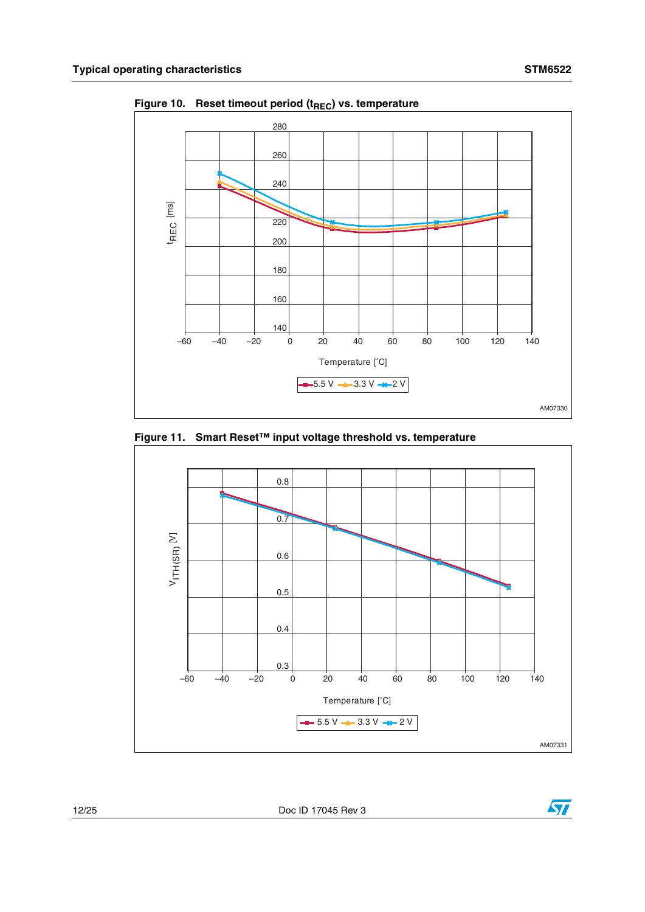**Figure 10. Reset timeout period ($t_{REC}$) vs. temperature**

**Figure 11. Smart Reset™ input voltage threshold vs. temperature**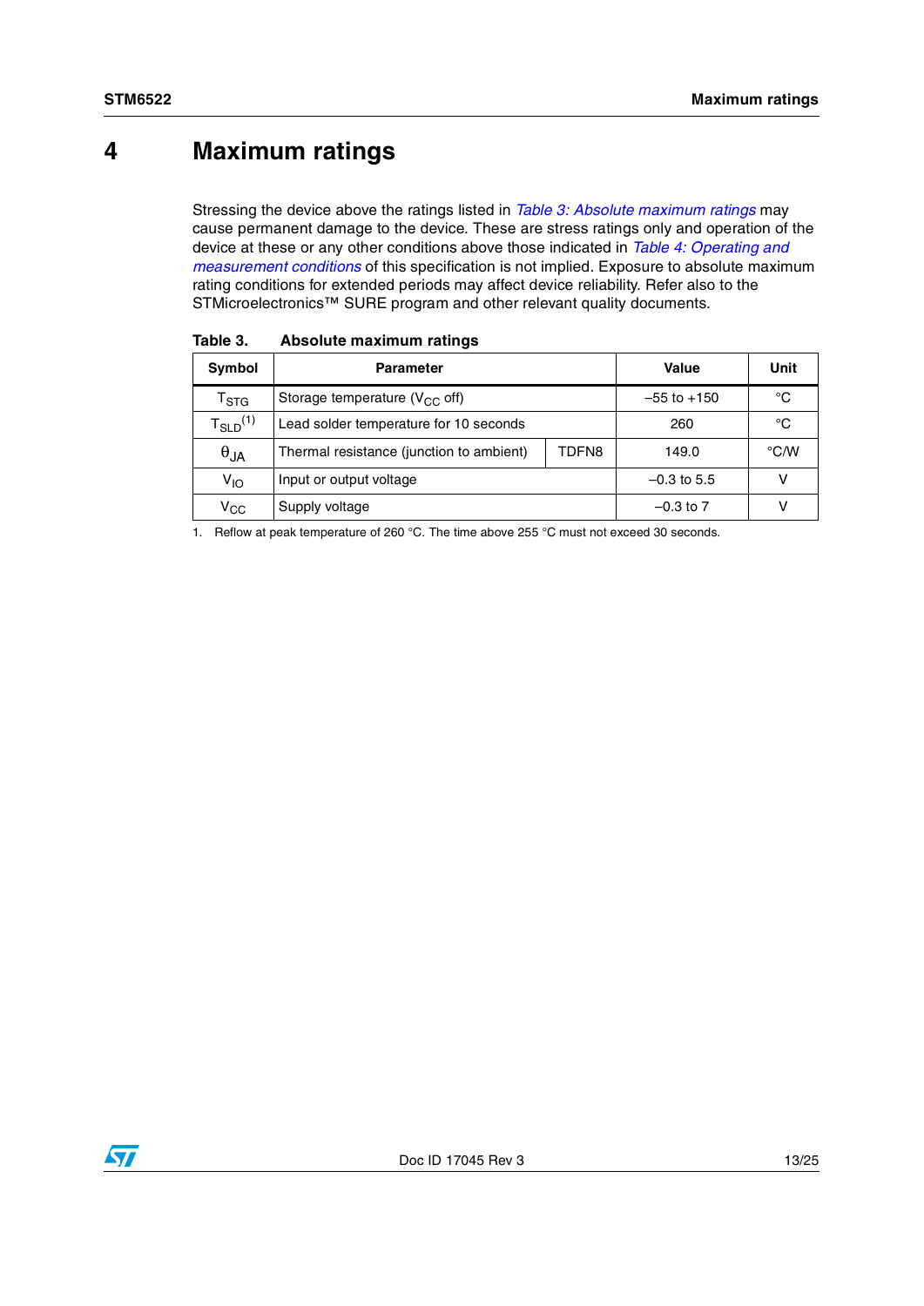# 4 Maximum ratings

Stressing the device above the ratings listed in *Table 3: Absolute maximum ratings* may cause permanent damage to the device. These are stress ratings only and operation of the device at these or any other conditions above those indicated in *Table 4: Operating and measurement conditions* of this specification is not implied. Exposure to absolute maximum rating conditions for extended periods may affect device reliability. Refer also to the STMicroelectronics™ SURE program and other relevant quality documents.

**Table 3. Absolute maximum ratings**

| Symbol | Parameter | | Value | Unit |
|---|---|---|---|---|
| $T_{STG}$ | Storage temperature ($V_{CC}$ off) | | –55 to +150 | °C |
| $T_{SLD}$(1) | Lead solder temperature for 10 seconds | | 260 | °C |
| $\theta_{JA}$ | Thermal resistance (junction to ambient) | TDFN8 | 149.0 | °C/W |
| $V_{IO}$ | Input or output voltage | | –0.3 to 5.5 | V |
| $V_{CC}$ | Supply voltage | | –0.3 to 7 | V |

1. Reflow at peak temperature of 260 °C. The time above 255 °C must not exceed 30 seconds.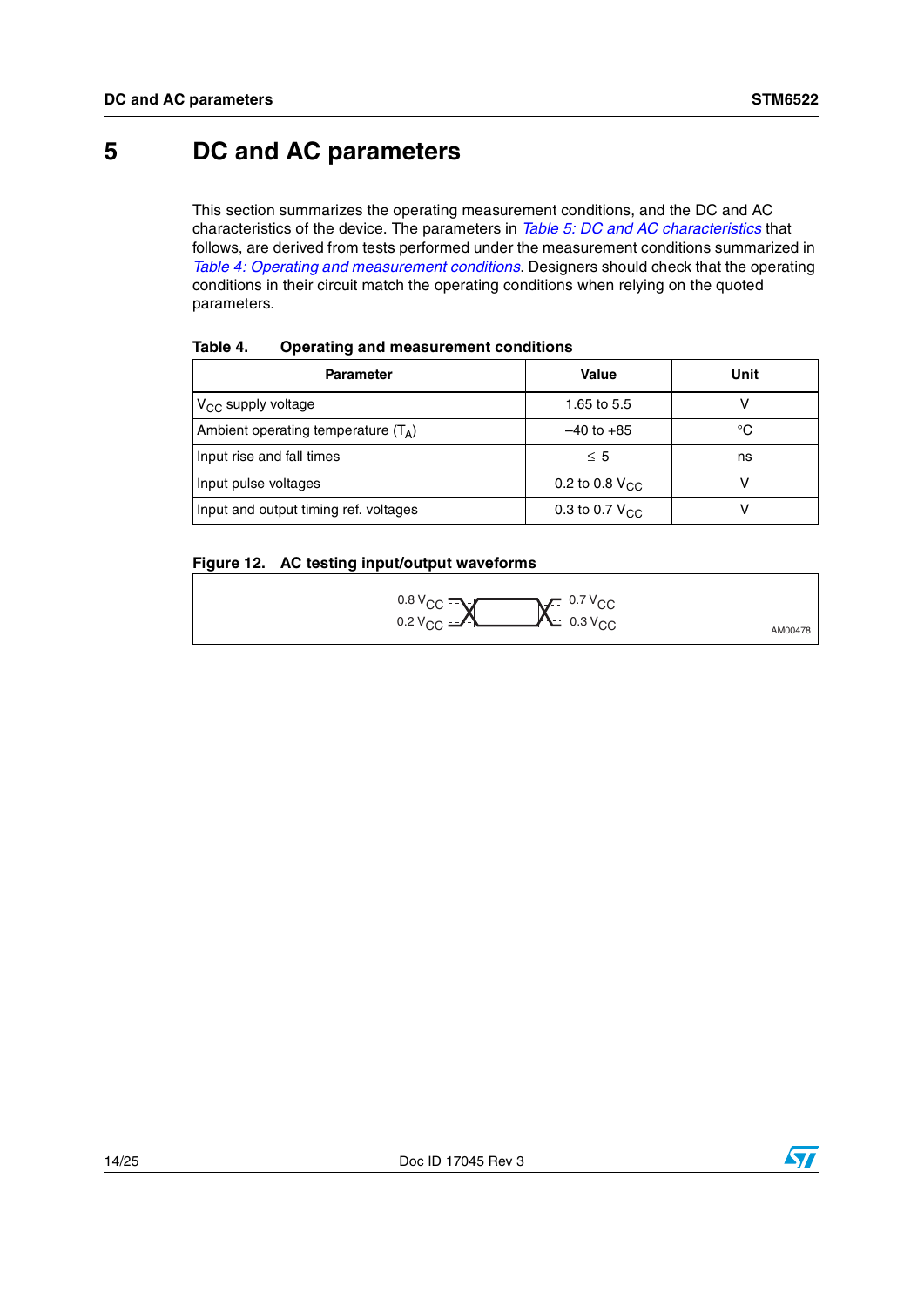# 5 DC and AC parameters

This section summarizes the operating measurement conditions, and the DC and AC characteristics of the device. The parameters in *Table 5: DC and AC characteristics* that follows, are derived from tests performed under the measurement conditions summarized in *Table 4: Operating and measurement conditions*. Designers should check that the operating conditions in their circuit match the operating conditions when relying on the quoted parameters.

**Table 4. Operating and measurement conditions**

| Parameter | Value | Unit |
|---|---|---|
| $V_{CC}$ supply voltage | 1.65 to 5.5 | V |
| Ambient operating temperature ($T_A$) | –40 to +85 | °C |
| Input rise and fall times | ≤ 5 | ns |
| Input pulse voltages | 0.2 to 0.8 $V_{CC}$ | V |
| Input and output timing ref. voltages | 0.3 to 0.7 $V_{CC}$ | V |

**Figure 12. AC testing input/output waveforms**

0.8 $V_{CC}$ 0.2 $V_{CC}$ 0.7 $V_{CC}$ 0.3 $V_{CC}$

AM00478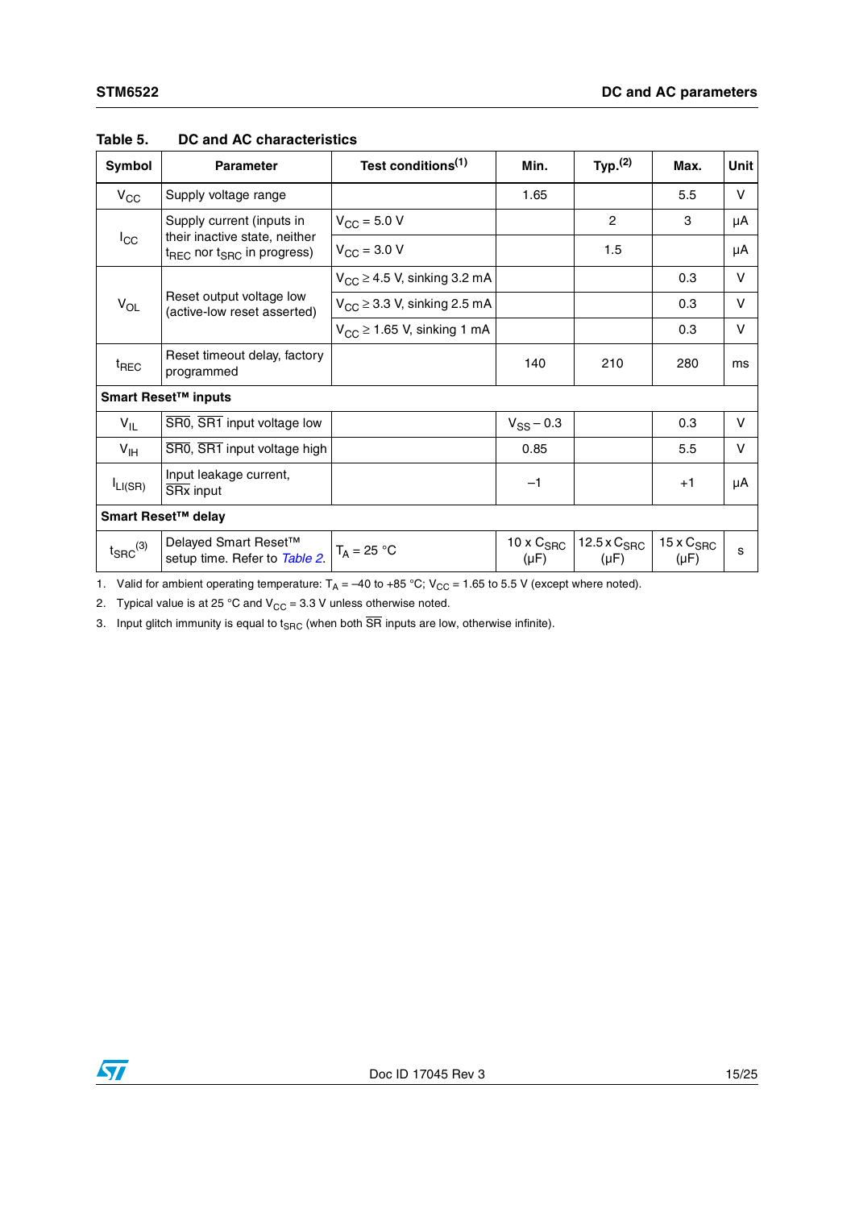Table 5. DC and AC characteristics

| Symbol | Parameter | Test conditions(1) | Min. | Typ.(2) | Max. | Unit |
|---|---|---|---|---|---|---|
| $V_{CC}$ | Supply voltage range | | 1.65 | | 5.5 | V |
| $I_{CC}$ | Supply current (inputs in their inactive state, neither $t_{REC}$ nor $t_{SRC}$ in progress) | $V_{CC}$ = 5.0 V | | 2 | 3 | µA |
| | | $V_{CC}$ = 3.0 V | | 1.5 | | µA |
| $V_{OL}$ | Reset output voltage low (active-low reset asserted) | $V_{CC} \geq$ 4.5 V, sinking 3.2 mA | | | 0.3 | V |
| | | $V_{CC} \geq$ 3.3 V, sinking 2.5 mA | | | 0.3 | V |
| | | $V_{CC} \geq$ 1.65 V, sinking 1 mA | | | 0.3 | V |
| $t_{REC}$ | Reset timeout delay, factory programmed | | 140 | 210 | 280 | ms |
| **Smart Reset™ inputs** | | | | | | |
| $V_{IL}$ | $\overline{SR0}$, $\overline{SR1}$ input voltage low | | $V_{SS}$ – 0.3 | | 0.3 | V |
| $V_{IH}$ | $\overline{SR0}$, $\overline{SR1}$ input voltage high | | 0.85 | | 5.5 | V |
| $I_{LI(SR)}$ | Input leakage current, $\overline{SRx}$ input | | –1 | | +1 | µA |
| **Smart Reset™ delay** | | | | | | |
| $t_{SRC}$(3) | Delayed Smart Reset™ setup time. Refer to *Table 2*. | $T_A$ = 25 °C | 10 x $C_{SRC}$ (µF) | 12.5 x $C_{SRC}$ (µF) | 15 x $C_{SRC}$ (µF) | s |

1. Valid for ambient operating temperature: $T_A$ = –40 to +85 °C; $V_{CC}$ = 1.65 to 5.5 V (except where noted).
2. Typical value is at 25 °C and $V_{CC}$ = 3.3 V unless otherwise noted.
3. Input glitch immunity is equal to $t_{SRC}$ (when both $\overline{SR}$ inputs are low, otherwise infinite).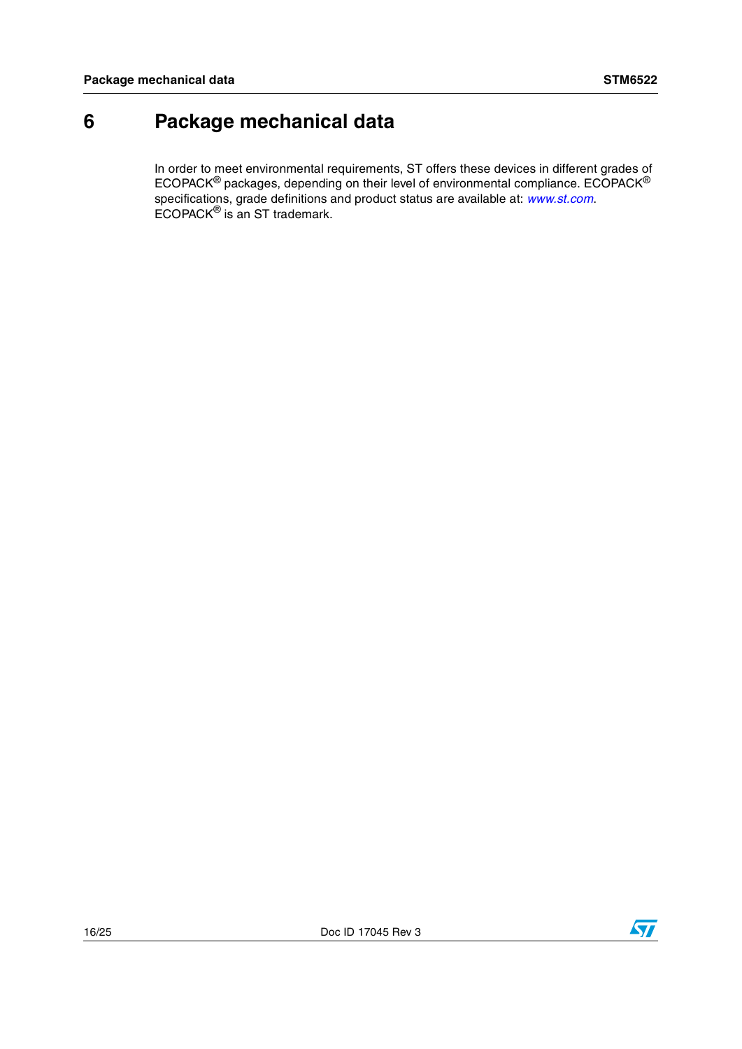# 6 Package mechanical data

In order to meet environmental requirements, ST offers these devices in different grades of ECOPACK® packages, depending on their level of environmental compliance. ECOPACK® specifications, grade definitions and product status are available at: *www.st.com*. ECOPACK® is an ST trademark.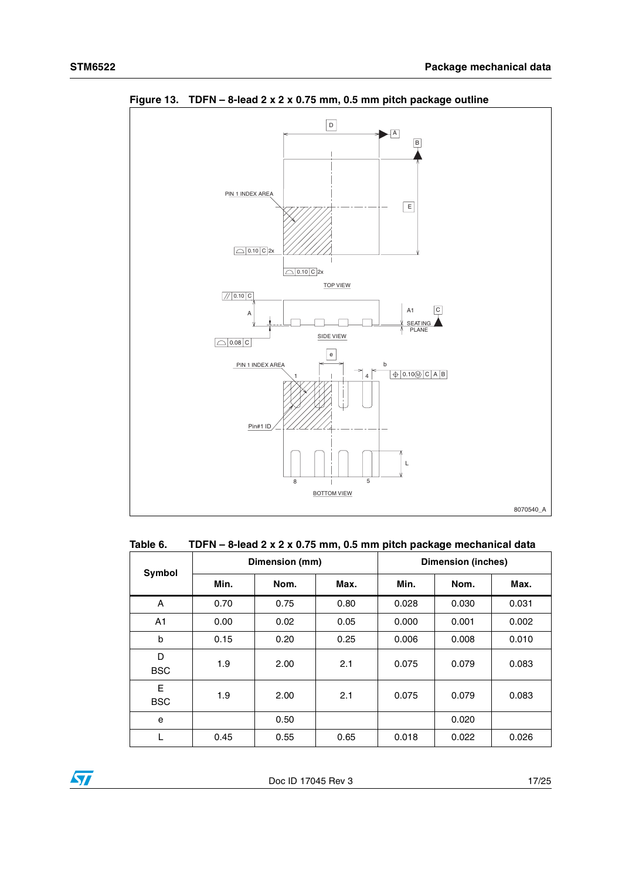Figure 13. TDFN – 8-lead 2 x 2 x 0.75 mm, 0.5 mm pitch package outline

Table 6. TDFN – 8-lead 2 x 2 x 0.75 mm, 0.5 mm pitch package mechanical data

| Symbol | Dimension (mm) | | | Dimension (inches) | | |
|---|---|---|---|---|---|---|
| | Min. | Nom. | Max. | Min. | Nom. | Max. |
| A | 0.70 | 0.75 | 0.80 | 0.028 | 0.030 | 0.031 |
| A1 | 0.00 | 0.02 | 0.05 | 0.000 | 0.001 | 0.002 |
| b | 0.15 | 0.20 | 0.25 | 0.006 | 0.008 | 0.010 |
| D BSC | 1.9 | 2.00 | 2.1 | 0.075 | 0.079 | 0.083 |
| E BSC | 1.9 | 2.00 | 2.1 | 0.075 | 0.079 | 0.083 |
| e | | 0.50 | | | 0.020 | |
| L | 0.45 | 0.55 | 0.65 | 0.018 | 0.022 | 0.026 |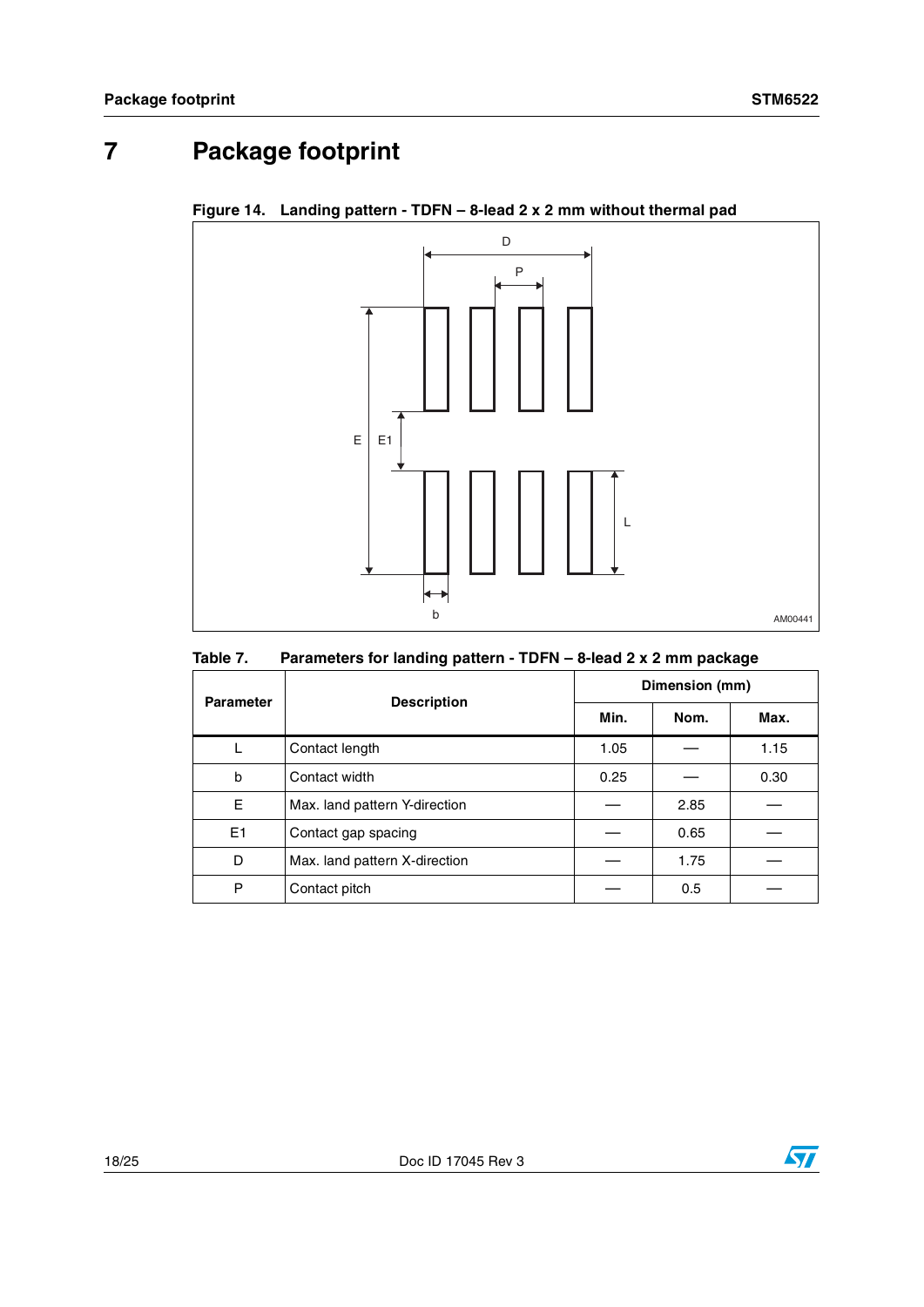# 7 Package footprint

**Figure 14. Landing pattern - TDFN – 8-lead 2 x 2 mm without thermal pad**

**Table 7. Parameters for landing pattern - TDFN – 8-lead 2 x 2 mm package**

| Parameter | Description | Dimension (mm) | | |
|---|---|---|---|---|
| | | Min. | Nom. | Max. |
| L | Contact length | 1.05 | — | 1.15 |
| b | Contact width | 0.25 | — | 0.30 |
| E | Max. land pattern Y-direction | — | 2.85 | — |
| E1 | Contact gap spacing | — | 0.65 | — |
| D | Max. land pattern X-direction | — | 1.75 | — |
| P | Contact pitch | — | 0.5 | — |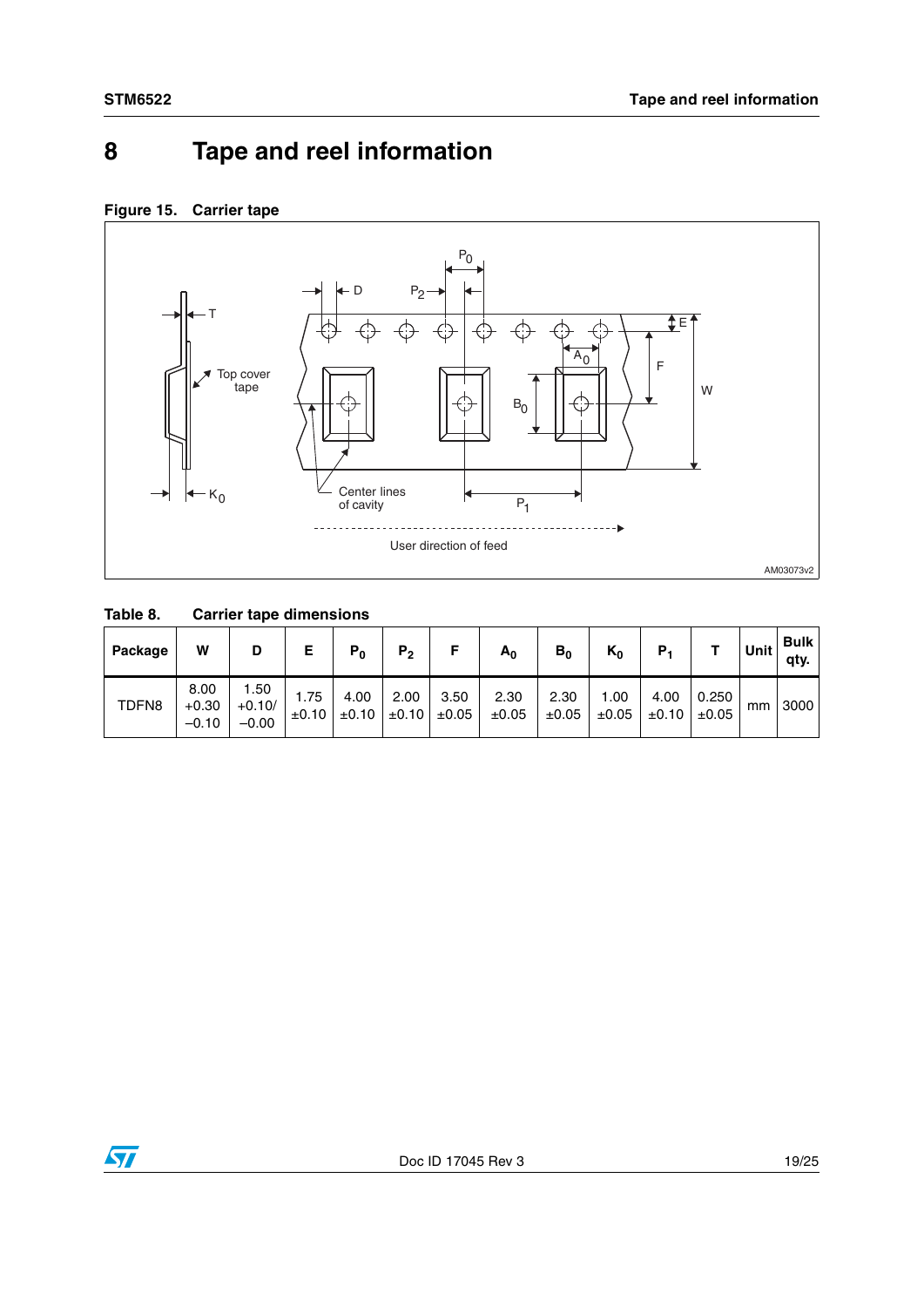# 8 Tape and reel information

**Figure 15. Carrier tape**

**Table 8. Carrier tape dimensions**

| Package | W | D | E | $P_0$ | $P_2$ | F | $A_0$ | $B_0$ | $K_0$ | $P_1$ | T | Unit | Bulk qty. |
|---|---|---|---|---|---|---|---|---|---|---|---|---|---|
| TDFN8 | 8.00 +0.30 −0.10 | 1.50 +0.10/ −0.00 | 1.75 ±0.10 | 4.00 ±0.10 | 2.00 ±0.10 | 3.50 ±0.05 | 2.30 ±0.05 | 2.30 ±0.05 | 1.00 ±0.05 | 4.00 ±0.10 | 0.250 ±0.05 | mm | 3000 |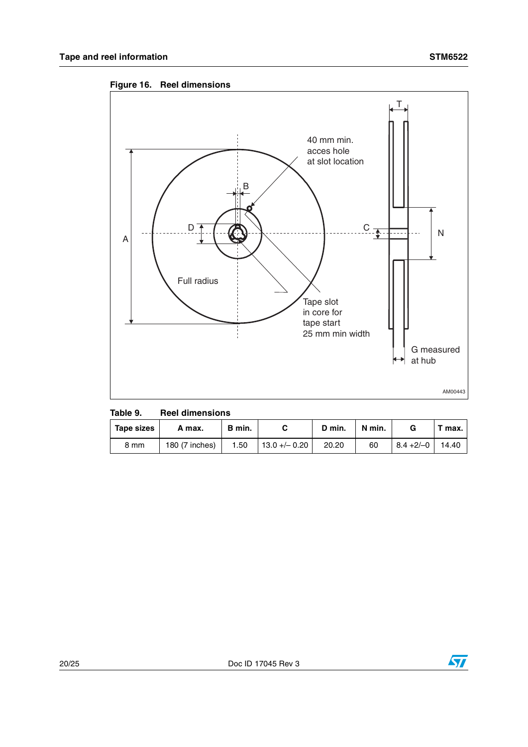**Figure 16. Reel dimensions**

40 mm min. acces hole at slot location

Full radius

Tape slot in core for tape start 25 mm min width

G measured at hub

AM00443

**Table 9. Reel dimensions**

| Tape sizes | A max. | B min. | C | D min. | N min. | G | T max. |
|---|---|---|---|---|---|---|---|
| 8 mm | 180 (7 inches) | 1.50 | 13.0 +/– 0.20 | 20.20 | 60 | 8.4 +2/–0 | 14.40 |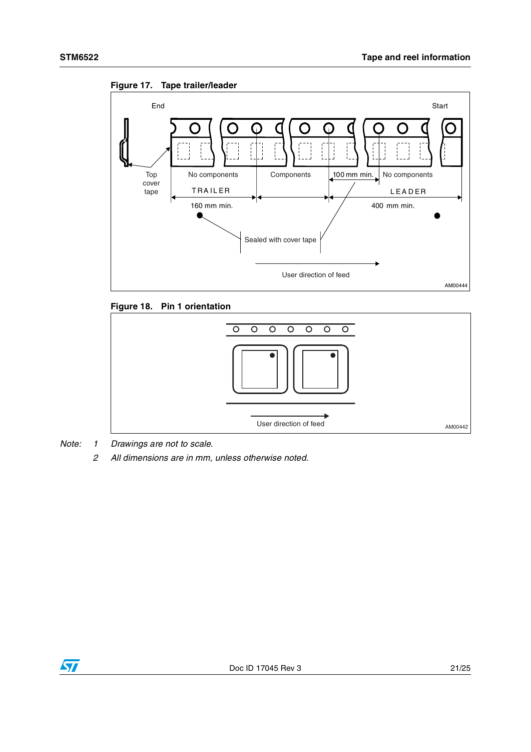**Figure 17. Tape trailer/leader**

End | Start

Top cover tape | No components | Components | 100 mm min. | No components

TRAILER 160 mm min. | LEADER 400 mm min.

Sealed with cover tape

User direction of feed

AM00444

**Figure 18. Pin 1 orientation**

User direction of feed

AM00442

*Note: 1 Drawings are not to scale.*

*2 All dimensions are in mm, unless otherwise noted.*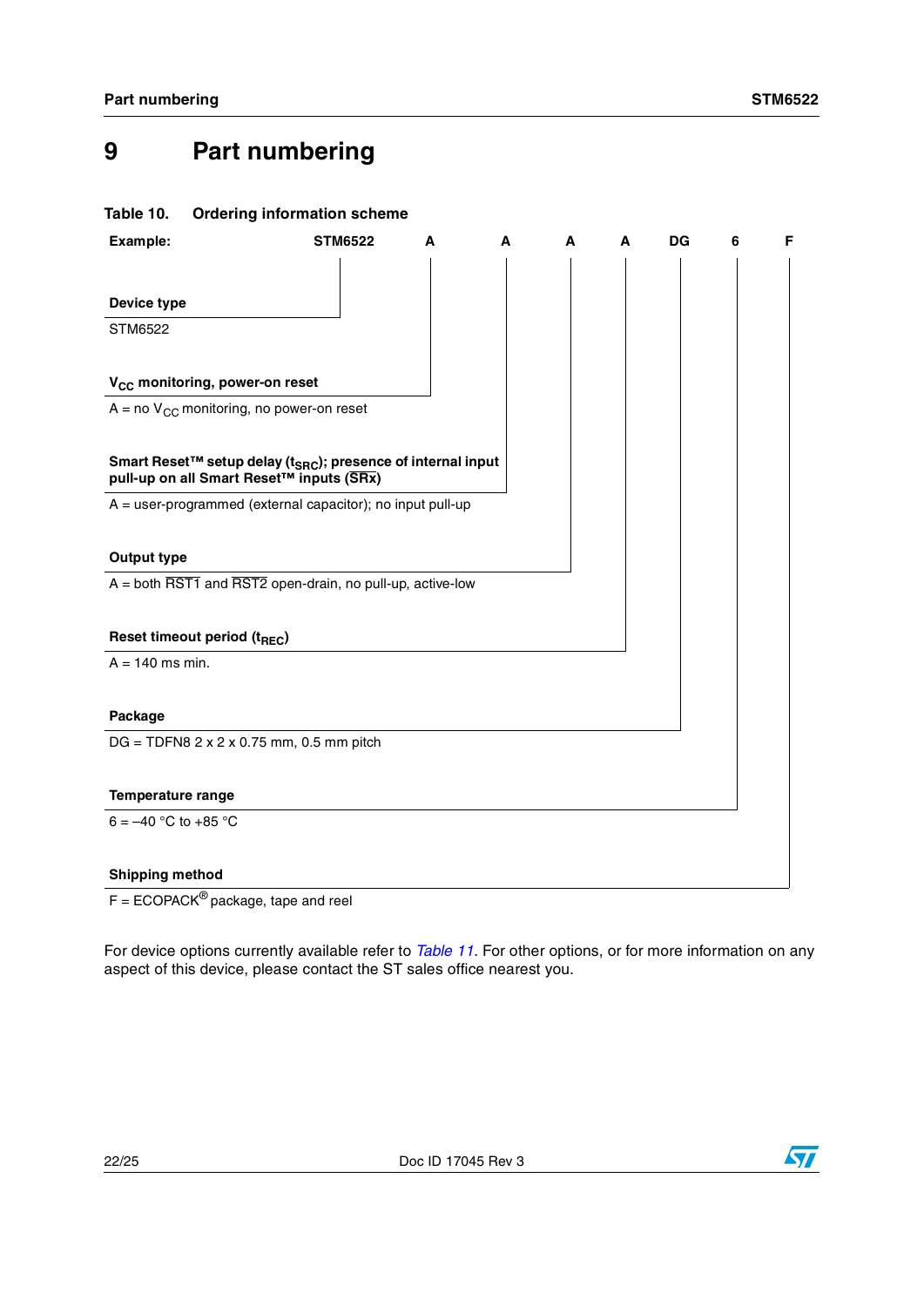# 9 Part numbering

**Table 10. Ordering information scheme**

| **Example:** | **STM6522** | **A** | **A** | **A** | **A** | **DG** | **6** | **F** |
|---|---|---|---|---|---|---|---|---|

**Device type**

STM6522

**$V_{CC}$ monitoring, power-on reset**

A = no $V_{CC}$ monitoring, no power-on reset

**Smart Reset™ setup delay ($t_{SRC}$); presence of internal input pull-up on all Smart Reset™ inputs ($\overline{SRx}$)**

A = user-programmed (external capacitor); no input pull-up

**Output type**

A = both $\overline{RST1}$ and $\overline{RST2}$ open-drain, no pull-up, active-low

**Reset timeout period ($t_{REC}$)**

A = 140 ms min.

**Package**

DG = TDFN8 2 x 2 x 0.75 mm, 0.5 mm pitch

**Temperature range**

6 = –40 °C to +85 °C

**Shipping method**

F = ECOPACK® package, tape and reel

For device options currently available refer to *Table 11*. For other options, or for more information on any aspect of this device, please contact the ST sales office nearest you.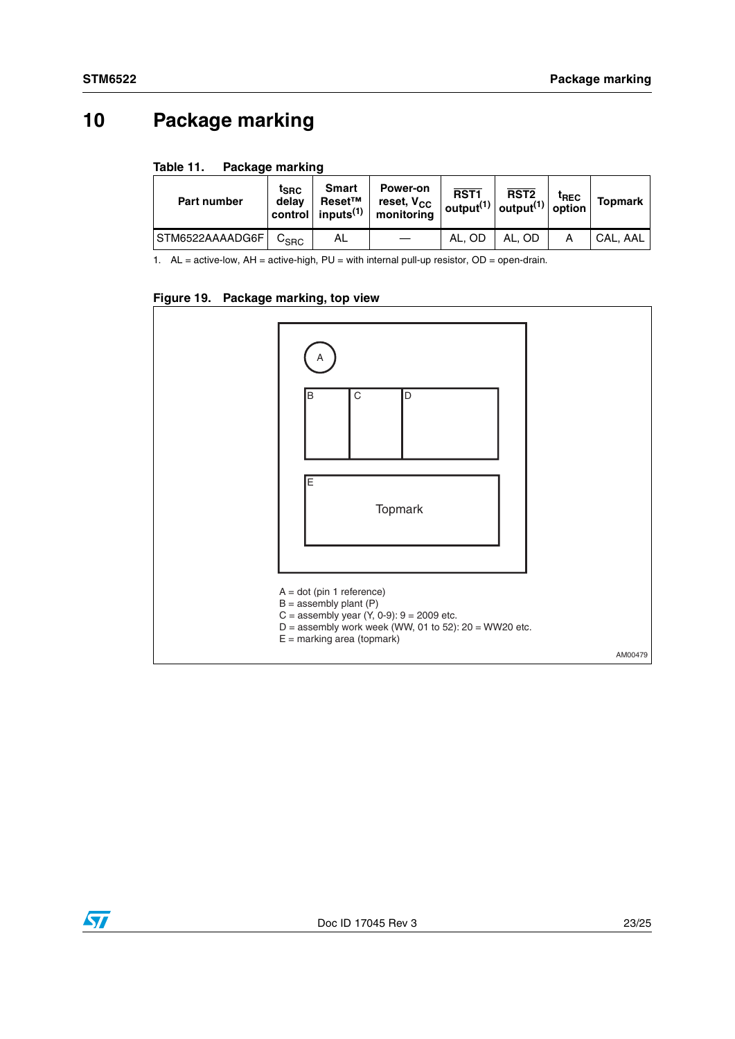# 10 Package marking

Table 11. Package marking

| Part number | $t_{SRC}$ delay control | Smart Reset™ inputs(1) | Power-on reset, $V_{CC}$ monitoring | $\overline{RST1}$ output(1) | $\overline{RST2}$ output(1) | $t_{REC}$ option | Topmark |
|---|---|---|---|---|---|---|---|
| STM6522AAAADG6F | $C_{SRC}$ | AL | — | AL, OD | AL, OD | A | CAL, AAL |

1. AL = active-low, AH = active-high, PU = with internal pull-up resistor, OD = open-drain.

Figure 19. Package marking, top view

A = dot (pin 1 reference)
B = assembly plant (P)
C = assembly year (Y, 0-9): 9 = 2009 etc.
D = assembly work week (WW, 01 to 52): 20 = WW20 etc.
E = marking area (topmark)

AM00479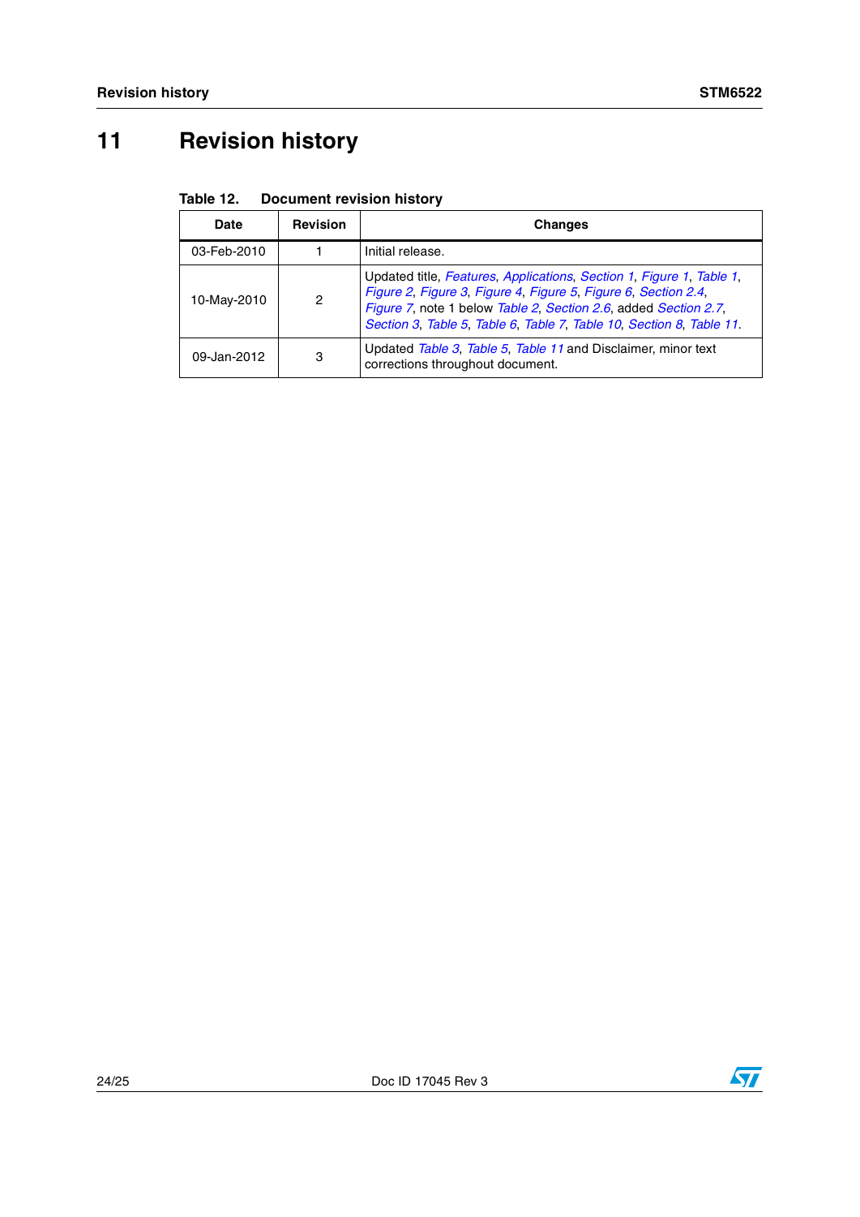# 11 Revision history

**Table 12. Document revision history**

| Date | Revision | Changes |
|---|---|---|
| 03-Feb-2010 | 1 | Initial release. |
| 10-May-2010 | 2 | Updated title, *Features*, *Applications*, *Section 1*, *Figure 1*, *Table 1*, *Figure 2*, *Figure 3*, *Figure 4*, *Figure 5*, *Figure 6*, *Section 2.4*, *Figure 7*, note 1 below *Table 2*, *Section 2.6*, added *Section 2.7*, *Section 3*, *Table 5*, *Table 6*, *Table 7*, *Table 10*, *Section 8*, *Table 11*. |
| 09-Jan-2012 | 3 | Updated *Table 3*, *Table 5*, *Table 11* and Disclaimer, minor text corrections throughout document. |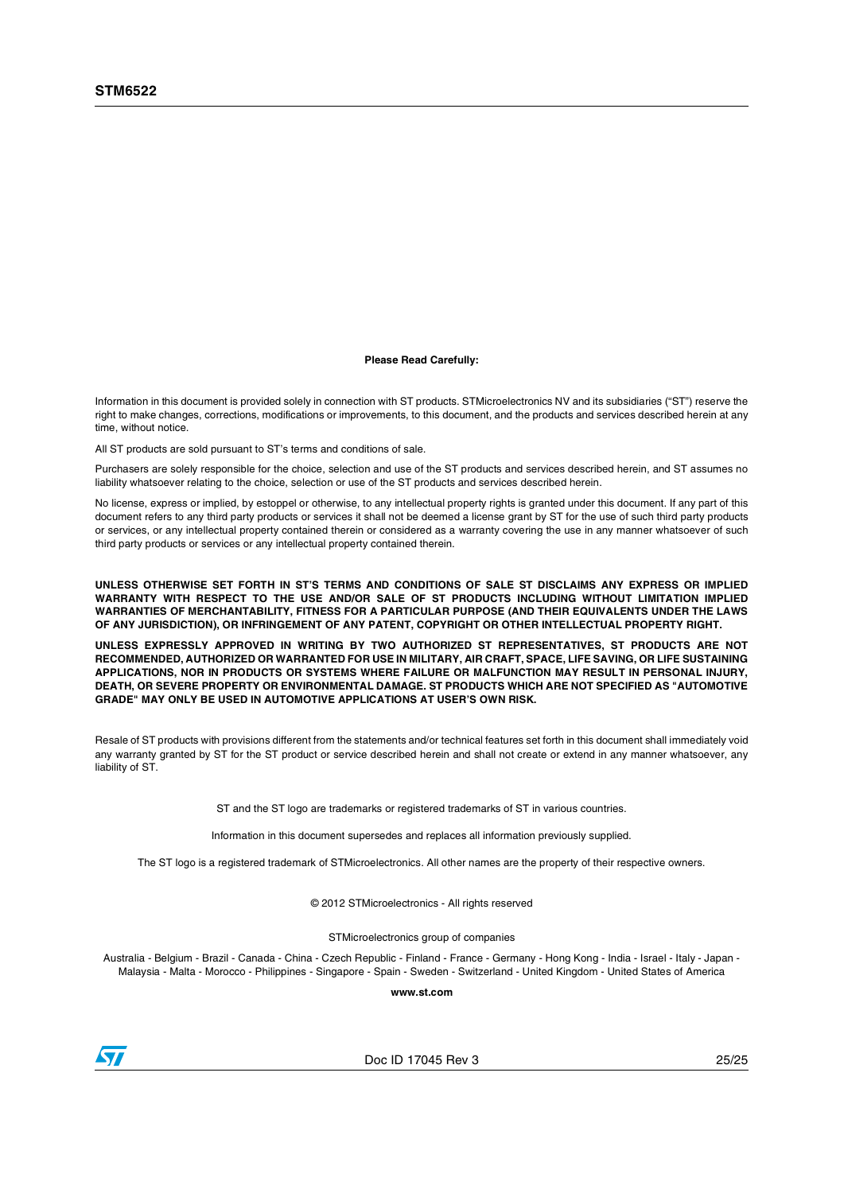**Please Read Carefully:**

Information in this document is provided solely in connection with ST products. STMicroelectronics NV and its subsidiaries (“ST”) reserve the right to make changes, corrections, modifications or improvements, to this document, and the products and services described herein at any time, without notice.

All ST products are sold pursuant to ST’s terms and conditions of sale.

Purchasers are solely responsible for the choice, selection and use of the ST products and services described herein, and ST assumes no liability whatsoever relating to the choice, selection or use of the ST products and services described herein.

No license, express or implied, by estoppel or otherwise, to any intellectual property rights is granted under this document. If any part of this document refers to any third party products or services it shall not be deemed a license grant by ST for the use of such third party products or services, or any intellectual property contained therein or considered as a warranty covering the use in any manner whatsoever of such third party products or services or any intellectual property contained therein.

**UNLESS OTHERWISE SET FORTH IN ST’S TERMS AND CONDITIONS OF SALE ST DISCLAIMS ANY EXPRESS OR IMPLIED WARRANTY WITH RESPECT TO THE USE AND/OR SALE OF ST PRODUCTS INCLUDING WITHOUT LIMITATION IMPLIED WARRANTIES OF MERCHANTABILITY, FITNESS FOR A PARTICULAR PURPOSE (AND THEIR EQUIVALENTS UNDER THE LAWS OF ANY JURISDICTION), OR INFRINGEMENT OF ANY PATENT, COPYRIGHT OR OTHER INTELLECTUAL PROPERTY RIGHT.**

**UNLESS EXPRESSLY APPROVED IN WRITING BY TWO AUTHORIZED ST REPRESENTATIVES, ST PRODUCTS ARE NOT RECOMMENDED, AUTHORIZED OR WARRANTED FOR USE IN MILITARY, AIR CRAFT, SPACE, LIFE SAVING, OR LIFE SUSTAINING APPLICATIONS, NOR IN PRODUCTS OR SYSTEMS WHERE FAILURE OR MALFUNCTION MAY RESULT IN PERSONAL INJURY, DEATH, OR SEVERE PROPERTY OR ENVIRONMENTAL DAMAGE. ST PRODUCTS WHICH ARE NOT SPECIFIED AS "AUTOMOTIVE GRADE" MAY ONLY BE USED IN AUTOMOTIVE APPLICATIONS AT USER’S OWN RISK.**

Resale of ST products with provisions different from the statements and/or technical features set forth in this document shall immediately void any warranty granted by ST for the ST product or service described herein and shall not create or extend in any manner whatsoever, any liability of ST.

ST and the ST logo are trademarks or registered trademarks of ST in various countries.

Information in this document supersedes and replaces all information previously supplied.

The ST logo is a registered trademark of STMicroelectronics. All other names are the property of their respective owners.

© 2012 STMicroelectronics - All rights reserved

STMicroelectronics group of companies

Australia - Belgium - Brazil - Canada - China - Czech Republic - Finland - France - Germany - Hong Kong - India - Israel - Italy - Japan - Malaysia - Malta - Morocco - Philippines - Singapore - Spain - Sweden - Switzerland - United Kingdom - United States of America

**www.st.com**